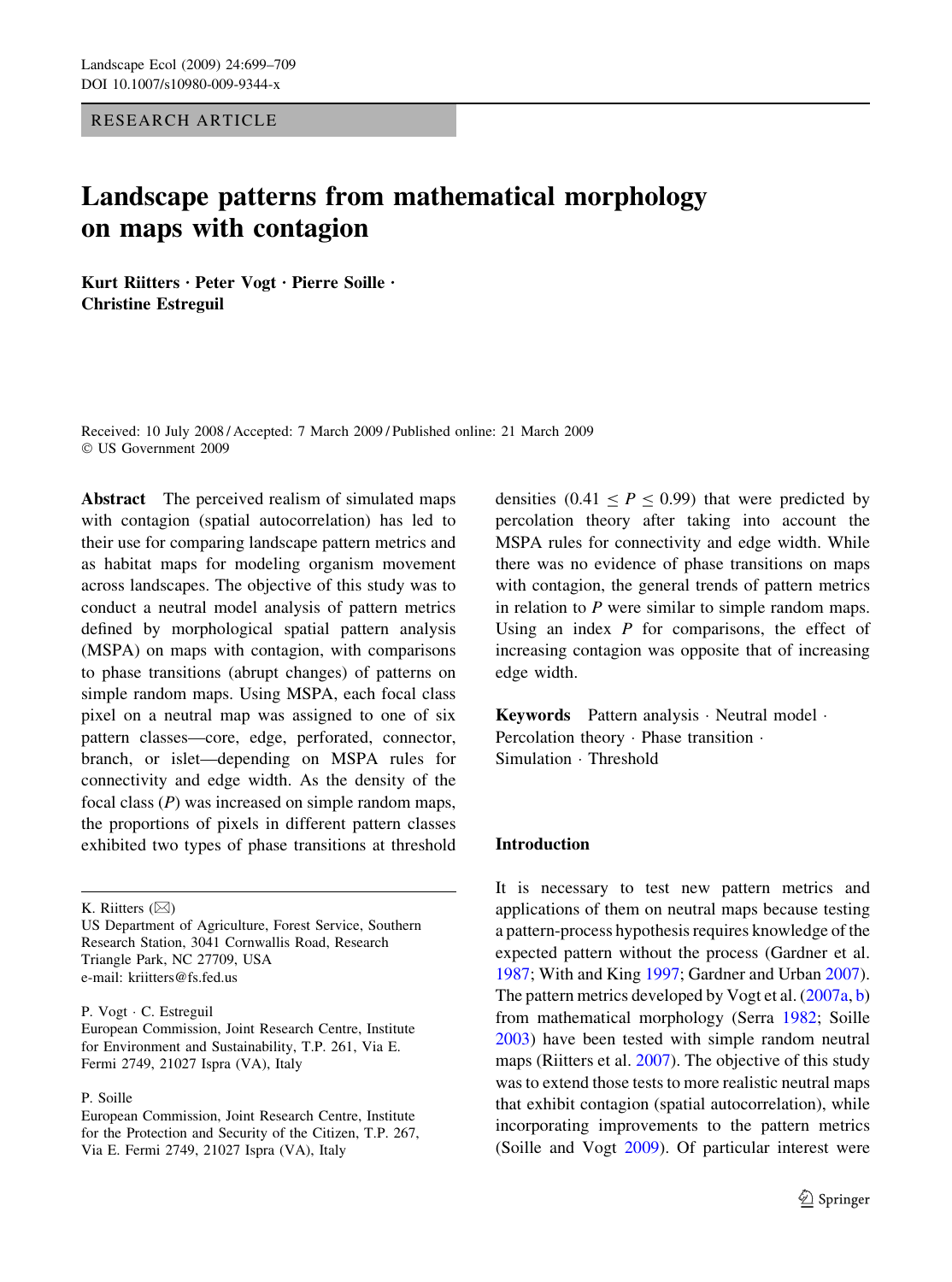RESEARCH ARTICLE

# Landscape patterns from mathematical morphology on maps with contagion

**Kurt Riitters · Peter Vogt · Pierre Soille · Christine Estreguil**

Received: 10 July 2008 / Accepted: 7 March 2009 / Published online: 21 March 2009
© US Government 2009

**Abstract** The perceived realism of simulated maps with contagion (spatial autocorrelation) has led to their use for comparing landscape pattern metrics and as habitat maps for modeling organism movement across landscapes. The objective of this study was to conduct a neutral model analysis of pattern metrics defined by morphological spatial pattern analysis (MSPA) on maps with contagion, with comparisons to phase transitions (abrupt changes) of patterns on simple random maps. Using MSPA, each focal class pixel on a neutral map was assigned to one of six pattern classes—core, edge, perforated, connector, branch, or islet—depending on MSPA rules for connectivity and edge width. As the density of the focal class ($P$) was increased on simple random maps, the proportions of pixels in different pattern classes exhibited two types of phase transitions at threshold densities ($0.41 \leq P \leq 0.99$) that were predicted by percolation theory after taking into account the MSPA rules for connectivity and edge width. While there was no evidence of phase transitions on maps with contagion, the general trends of pattern metrics in relation to $P$ were similar to simple random maps. Using an index $P$ for comparisons, the effect of increasing contagion was opposite that of increasing edge width.

**Keywords** Pattern analysis · Neutral model · Percolation theory · Phase transition · Simulation · Threshold

K. Riitters (✉)
US Department of Agriculture, Forest Service, Southern Research Station, 3041 Cornwallis Road, Research Triangle Park, NC 27709, USA
e-mail: kriitters@fs.fed.us

P. Vogt · C. Estreguil
European Commission, Joint Research Centre, Institute for Environment and Sustainability, T.P. 261, Via E. Fermi 2749, 21027 Ispra (VA), Italy

P. Soille
European Commission, Joint Research Centre, Institute for the Protection and Security of the Citizen, T.P. 267, Via E. Fermi 2749, 21027 Ispra (VA), Italy

## Introduction

It is necessary to test new pattern metrics and applications of them on neutral maps because testing a pattern-process hypothesis requires knowledge of the expected pattern without the process (Gardner et al. 1987; With and King 1997; Gardner and Urban 2007). The pattern metrics developed by Vogt et al. (2007a, b) from mathematical morphology (Serra 1982; Soille 2003) have been tested with simple random neutral maps (Riitters et al. 2007). The objective of this study was to extend those tests to more realistic neutral maps that exhibit contagion (spatial autocorrelation), while incorporating improvements to the pattern metrics (Soille and Vogt 2009). Of particular interest were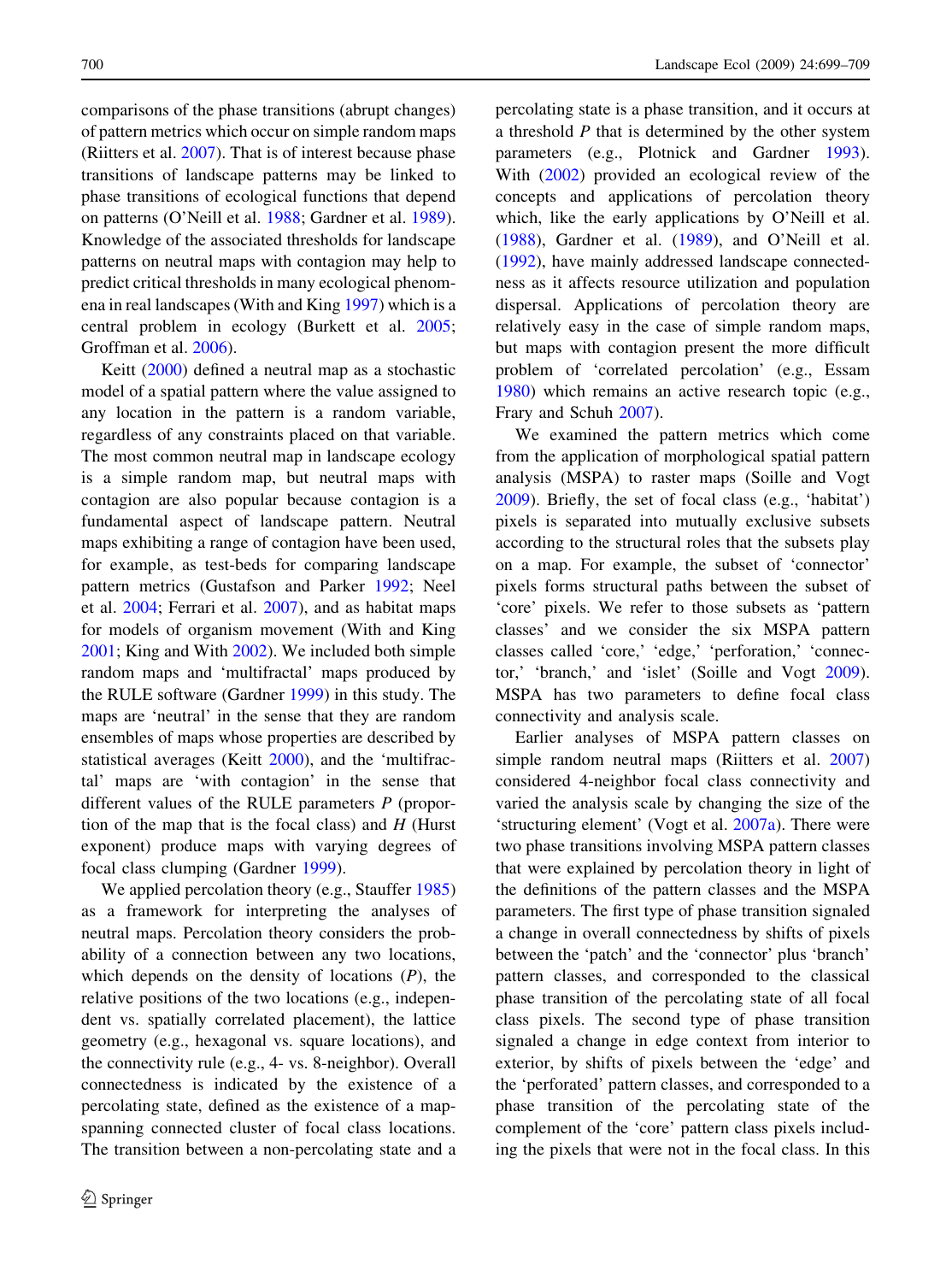comparisons of the phase transitions (abrupt changes) of pattern metrics which occur on simple random maps (Riitters et al. 2007). That is of interest because phase transitions of landscape patterns may be linked to phase transitions of ecological functions that depend on patterns (O'Neill et al. 1988; Gardner et al. 1989). Knowledge of the associated thresholds for landscape patterns on neutral maps with contagion may help to predict critical thresholds in many ecological phenomena in real landscapes (With and King 1997) which is a central problem in ecology (Burkett et al. 2005; Groffman et al. 2006).

Keitt (2000) defined a neutral map as a stochastic model of a spatial pattern where the value assigned to any location in the pattern is a random variable, regardless of any constraints placed on that variable. The most common neutral map in landscape ecology is a simple random map, but neutral maps with contagion are also popular because contagion is a fundamental aspect of landscape pattern. Neutral maps exhibiting a range of contagion have been used, for example, as test-beds for comparing landscape pattern metrics (Gustafson and Parker 1992; Neel et al. 2004; Ferrari et al. 2007), and as habitat maps for models of organism movement (With and King 2001; King and With 2002). We included both simple random maps and 'multifractal' maps produced by the RULE software (Gardner 1999) in this study. The maps are 'neutral' in the sense that they are random ensembles of maps whose properties are described by statistical averages (Keitt 2000), and the 'multifractal' maps are 'with contagion' in the sense that different values of the RULE parameters *P* (proportion of the map that is the focal class) and *H* (Hurst exponent) produce maps with varying degrees of focal class clumping (Gardner 1999).

We applied percolation theory (e.g., Stauffer 1985) as a framework for interpreting the analyses of neutral maps. Percolation theory considers the probability of a connection between any two locations, which depends on the density of locations (*P*), the relative positions of the two locations (e.g., independent vs. spatially correlated placement), the lattice geometry (e.g., hexagonal vs. square locations), and the connectivity rule (e.g., 4- vs. 8-neighbor). Overall connectedness is indicated by the existence of a percolating state, defined as the existence of a map-spanning connected cluster of focal class locations. The transition between a non-percolating state and a percolating state is a phase transition, and it occurs at a threshold *P* that is determined by the other system parameters (e.g., Plotnick and Gardner 1993). With (2002) provided an ecological review of the concepts and applications of percolation theory which, like the early applications by O'Neill et al. (1988), Gardner et al. (1989), and O'Neill et al. (1992), have mainly addressed landscape connectedness as it affects resource utilization and population dispersal. Applications of percolation theory are relatively easy in the case of simple random maps, but maps with contagion present the more difficult problem of 'correlated percolation' (e.g., Essam 1980) which remains an active research topic (e.g., Frary and Schuh 2007).

We examined the pattern metrics which come from the application of morphological spatial pattern analysis (MSPA) to raster maps (Soille and Vogt 2009). Briefly, the set of focal class (e.g., 'habitat') pixels is separated into mutually exclusive subsets according to the structural roles that the subsets play on a map. For example, the subset of 'connector' pixels forms structural paths between the subset of 'core' pixels. We refer to those subsets as 'pattern classes' and we consider the six MSPA pattern classes called 'core,' 'edge,' 'perforation,' 'connector,' 'branch,' and 'islet' (Soille and Vogt 2009). MSPA has two parameters to define focal class connectivity and analysis scale.

Earlier analyses of MSPA pattern classes on simple random neutral maps (Riitters et al. 2007) considered 4-neighbor focal class connectivity and varied the analysis scale by changing the size of the 'structuring element' (Vogt et al. 2007a). There were two phase transitions involving MSPA pattern classes that were explained by percolation theory in light of the definitions of the pattern classes and the MSPA parameters. The first type of phase transition signaled a change in overall connectedness by shifts of pixels between the 'patch' and the 'connector' plus 'branch' pattern classes, and corresponded to the classical phase transition of the percolating state of all focal class pixels. The second type of phase transition signaled a change in edge context from interior to exterior, by shifts of pixels between the 'edge' and the 'perforated' pattern classes, and corresponded to a phase transition of the percolating state of the complement of the 'core' pattern class pixels including the pixels that were not in the focal class. In this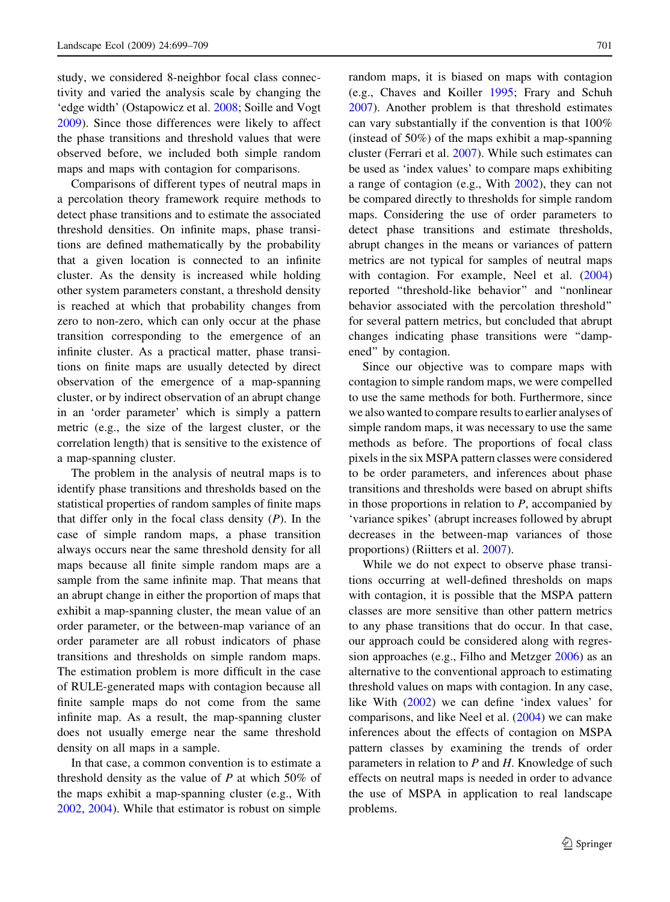study, we considered 8-neighbor focal class connectivity and varied the analysis scale by changing the 'edge width' (Ostapowicz et al. 2008; Soille and Vogt 2009). Since those differences were likely to affect the phase transitions and threshold values that were observed before, we included both simple random maps and maps with contagion for comparisons.

Comparisons of different types of neutral maps in a percolation theory framework require methods to detect phase transitions and to estimate the associated threshold densities. On infinite maps, phase transitions are defined mathematically by the probability that a given location is connected to an infinite cluster. As the density is increased while holding other system parameters constant, a threshold density is reached at which that probability changes from zero to non-zero, which can only occur at the phase transition corresponding to the emergence of an infinite cluster. As a practical matter, phase transitions on finite maps are usually detected by direct observation of the emergence of a map-spanning cluster, or by indirect observation of an abrupt change in an 'order parameter' which is simply a pattern metric (e.g., the size of the largest cluster, or the correlation length) that is sensitive to the existence of a map-spanning cluster.

The problem in the analysis of neutral maps is to identify phase transitions and thresholds based on the statistical properties of random samples of finite maps that differ only in the focal class density (*P*). In the case of simple random maps, a phase transition always occurs near the same threshold density for all maps because all finite simple random maps are a sample from the same infinite map. That means that an abrupt change in either the proportion of maps that exhibit a map-spanning cluster, the mean value of an order parameter, or the between-map variance of an order parameter are all robust indicators of phase transitions and thresholds on simple random maps. The estimation problem is more difficult in the case of RULE-generated maps with contagion because all finite sample maps do not come from the same infinite map. As a result, the map-spanning cluster does not usually emerge near the same threshold density on all maps in a sample.

In that case, a common convention is to estimate a threshold density as the value of *P* at which 50% of the maps exhibit a map-spanning cluster (e.g., With 2002, 2004). While that estimator is robust on simple random maps, it is biased on maps with contagion (e.g., Chaves and Koiller 1995; Frary and Schuh 2007). Another problem is that threshold estimates can vary substantially if the convention is that 100% (instead of 50%) of the maps exhibit a map-spanning cluster (Ferrari et al. 2007). While such estimates can be used as 'index values' to compare maps exhibiting a range of contagion (e.g., With 2002), they can not be compared directly to thresholds for simple random maps. Considering the use of order parameters to detect phase transitions and estimate thresholds, abrupt changes in the means or variances of pattern metrics are not typical for samples of neutral maps with contagion. For example, Neel et al. (2004) reported "threshold-like behavior" and "nonlinear behavior associated with the percolation threshold" for several pattern metrics, but concluded that abrupt changes indicating phase transitions were "dampened" by contagion.

Since our objective was to compare maps with contagion to simple random maps, we were compelled to use the same methods for both. Furthermore, since we also wanted to compare results to earlier analyses of simple random maps, it was necessary to use the same methods as before. The proportions of focal class pixels in the six MSPA pattern classes were considered to be order parameters, and inferences about phase transitions and thresholds were based on abrupt shifts in those proportions in relation to *P*, accompanied by 'variance spikes' (abrupt increases followed by abrupt decreases in the between-map variances of those proportions) (Riitters et al. 2007).

While we do not expect to observe phase transitions occurring at well-defined thresholds on maps with contagion, it is possible that the MSPA pattern classes are more sensitive than other pattern metrics to any phase transitions that do occur. In that case, our approach could be considered along with regression approaches (e.g., Filho and Metzger 2006) as an alternative to the conventional approach to estimating threshold values on maps with contagion. In any case, like With (2002) we can define 'index values' for comparisons, and like Neel et al. (2004) we can make inferences about the effects of contagion on MSPA pattern classes by examining the trends of order parameters in relation to *P* and *H*. Knowledge of such effects on neutral maps is needed in order to advance the use of MSPA in application to real landscape problems.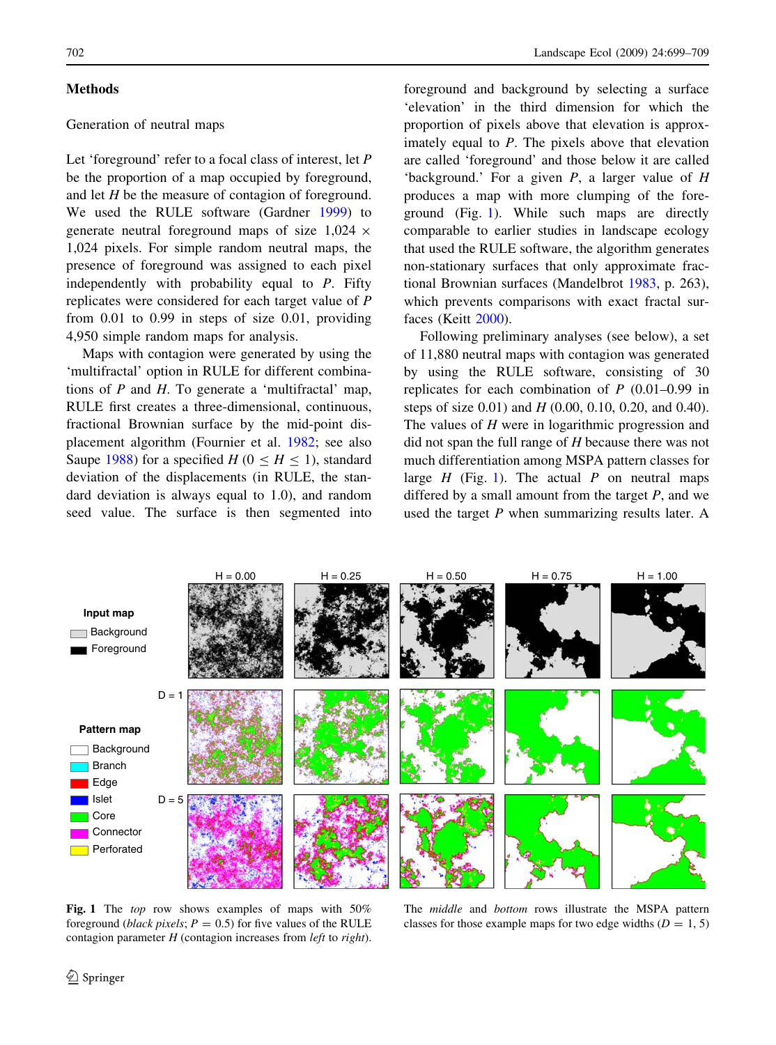## Methods

### Generation of neutral maps

Let 'foreground' refer to a focal class of interest, let $P$ be the proportion of a map occupied by foreground, and let $H$ be the measure of contagion of foreground. We used the RULE software (Gardner 1999) to generate neutral foreground maps of size 1,024 × 1,024 pixels. For simple random neutral maps, the presence of foreground was assigned to each pixel independently with probability equal to $P$. Fifty replicates were considered for each target value of $P$ from 0.01 to 0.99 in steps of size 0.01, providing 4,950 simple random maps for analysis.

Maps with contagion were generated by using the 'multifractal' option in RULE for different combinations of $P$ and $H$. To generate a 'multifractal' map, RULE first creates a three-dimensional, continuous, fractional Brownian surface by the mid-point displacement algorithm (Fournier et al. 1982; see also Saupe 1988) for a specified $H$ ($0 \le H \le 1$), standard deviation of the displacements (in RULE, the standard deviation is always equal to 1.0), and random seed value. The surface is then segmented into foreground and background by selecting a surface 'elevation' in the third dimension for which the proportion of pixels above that elevation is approximately equal to $P$. The pixels above that elevation are called 'foreground' and those below it are called 'background.' For a given $P$, a larger value of $H$ produces a map with more clumping of the foreground (Fig. 1). While such maps are directly comparable to earlier studies in landscape ecology that used the RULE software, the algorithm generates non-stationary surfaces that only approximate fractional Brownian surfaces (Mandelbrot 1983, p. 263), which prevents comparisons with exact fractal surfaces (Keitt 2000).

Following preliminary analyses (see below), a set of 11,880 neutral maps with contagion was generated by using the RULE software, consisting of 30 replicates for each combination of $P$ (0.01–0.99 in steps of size 0.01) and $H$ (0.00, 0.10, 0.20, and 0.40). The values of $H$ were in logarithmic progression and did not span the full range of $H$ because there was not much differentiation among MSPA pattern classes for large $H$ (Fig. 1). The actual $P$ on neutral maps differed by a small amount from the target $P$, and we used the target $P$ when summarizing results later. A

**Fig. 1** The *top* row shows examples of maps with 50% foreground (*black pixels*; $P = 0.5$) for five values of the RULE contagion parameter $H$ (contagion increases from *left* to *right*). The *middle* and *bottom* rows illustrate the MSPA pattern classes for those example maps for two edge widths ($D = 1, 5$)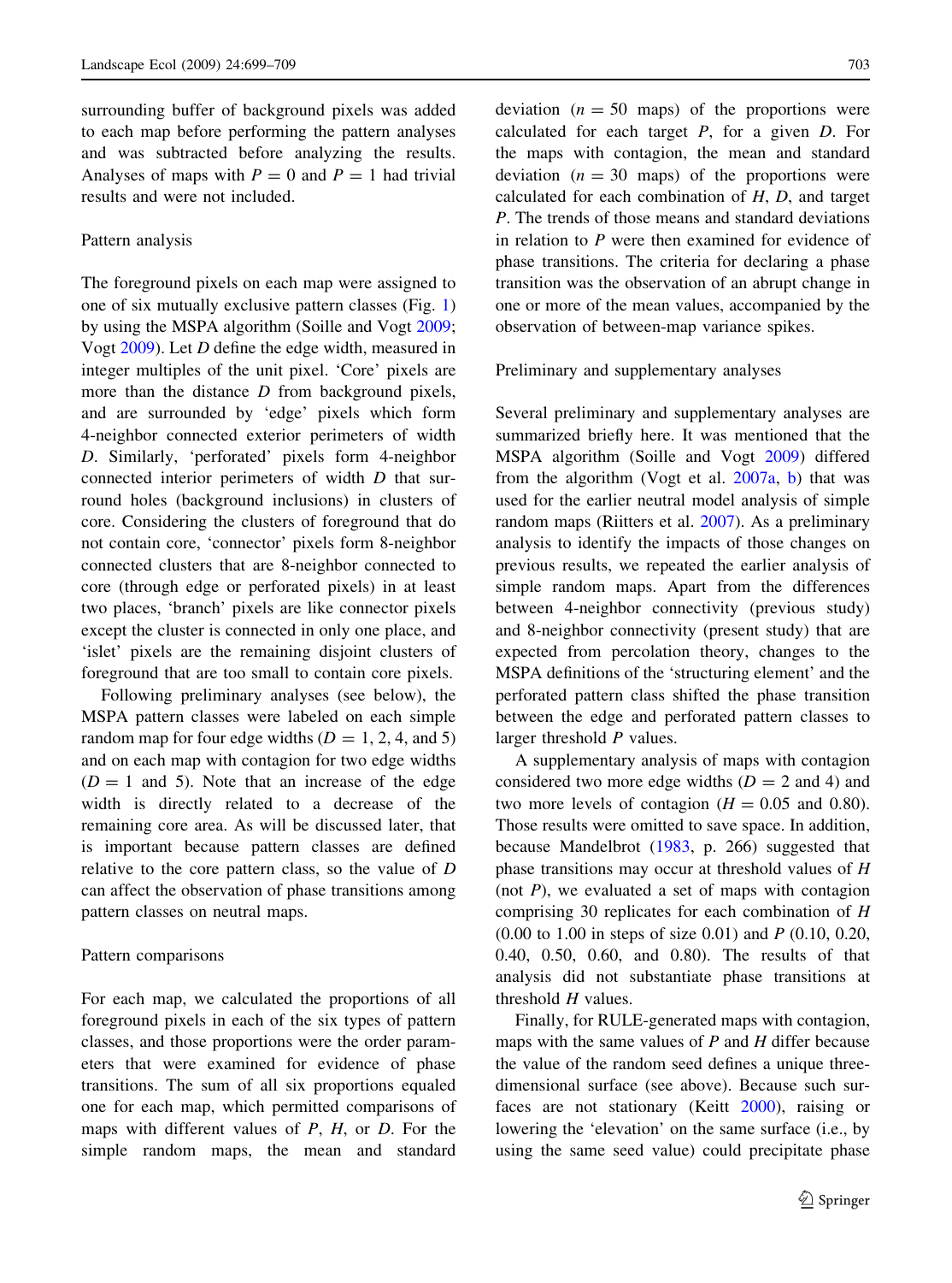surrounding buffer of background pixels was added to each map before performing the pattern analyses and was subtracted before analyzing the results. Analyses of maps with $P = 0$ and $P = 1$ had trivial results and were not included.

### Pattern analysis

The foreground pixels on each map were assigned to one of six mutually exclusive pattern classes (Fig. 1) by using the MSPA algorithm (Soille and Vogt 2009; Vogt 2009). Let $D$ define the edge width, measured in integer multiples of the unit pixel. 'Core' pixels are more than the distance $D$ from background pixels, and are surrounded by 'edge' pixels which form 4-neighbor connected exterior perimeters of width $D$. Similarly, 'perforated' pixels form 4-neighbor connected interior perimeters of width $D$ that surround holes (background inclusions) in clusters of core. Considering the clusters of foreground that do not contain core, 'connector' pixels form 8-neighbor connected clusters that are 8-neighbor connected to core (through edge or perforated pixels) in at least two places, 'branch' pixels are like connector pixels except the cluster is connected in only one place, and 'islet' pixels are the remaining disjoint clusters of foreground that are too small to contain core pixels.

Following preliminary analyses (see below), the MSPA pattern classes were labeled on each simple random map for four edge widths ($D = 1$, 2, 4, and 5) and on each map with contagion for two edge widths ($D = 1$ and 5). Note that an increase of the edge width is directly related to a decrease of the remaining core area. As will be discussed later, that is important because pattern classes are defined relative to the core pattern class, so the value of $D$ can affect the observation of phase transitions among pattern classes on neutral maps.

### Pattern comparisons

For each map, we calculated the proportions of all foreground pixels in each of the six types of pattern classes, and those proportions were the order parameters that were examined for evidence of phase transitions. The sum of all six proportions equaled one for each map, which permitted comparisons of maps with different values of $P$, $H$, or $D$. For the simple random maps, the mean and standard deviation ($n = 50$ maps) of the proportions were calculated for each target $P$, for a given $D$. For the maps with contagion, the mean and standard deviation ($n = 30$ maps) of the proportions were calculated for each combination of $H$, $D$, and target $P$. The trends of those means and standard deviations in relation to $P$ were then examined for evidence of phase transitions. The criteria for declaring a phase transition was the observation of an abrupt change in one or more of the mean values, accompanied by the observation of between-map variance spikes.

### Preliminary and supplementary analyses

Several preliminary and supplementary analyses are summarized briefly here. It was mentioned that the MSPA algorithm (Soille and Vogt 2009) differed from the algorithm (Vogt et al. 2007a, b) that was used for the earlier neutral model analysis of simple random maps (Riitters et al. 2007). As a preliminary analysis to identify the impacts of those changes on previous results, we repeated the earlier analysis of simple random maps. Apart from the differences between 4-neighbor connectivity (previous study) and 8-neighbor connectivity (present study) that are expected from percolation theory, changes to the MSPA definitions of the 'structuring element' and the perforated pattern class shifted the phase transition between the edge and perforated pattern classes to larger threshold $P$ values.

A supplementary analysis of maps with contagion considered two more edge widths ($D = 2$ and 4) and two more levels of contagion ($H = 0.05$ and 0.80). Those results were omitted to save space. In addition, because Mandelbrot (1983, p. 266) suggested that phase transitions may occur at threshold values of $H$ (not $P$), we evaluated a set of maps with contagion comprising 30 replicates for each combination of $H$ (0.00 to 1.00 in steps of size 0.01) and $P$ (0.10, 0.20, 0.40, 0.50, 0.60, and 0.80). The results of that analysis did not substantiate phase transitions at threshold $H$ values.

Finally, for RULE-generated maps with contagion, maps with the same values of $P$ and $H$ differ because the value of the random seed defines a unique three-dimensional surface (see above). Because such surfaces are not stationary (Keitt 2000), raising or lowering the 'elevation' on the same surface (i.e., by using the same seed value) could precipitate phase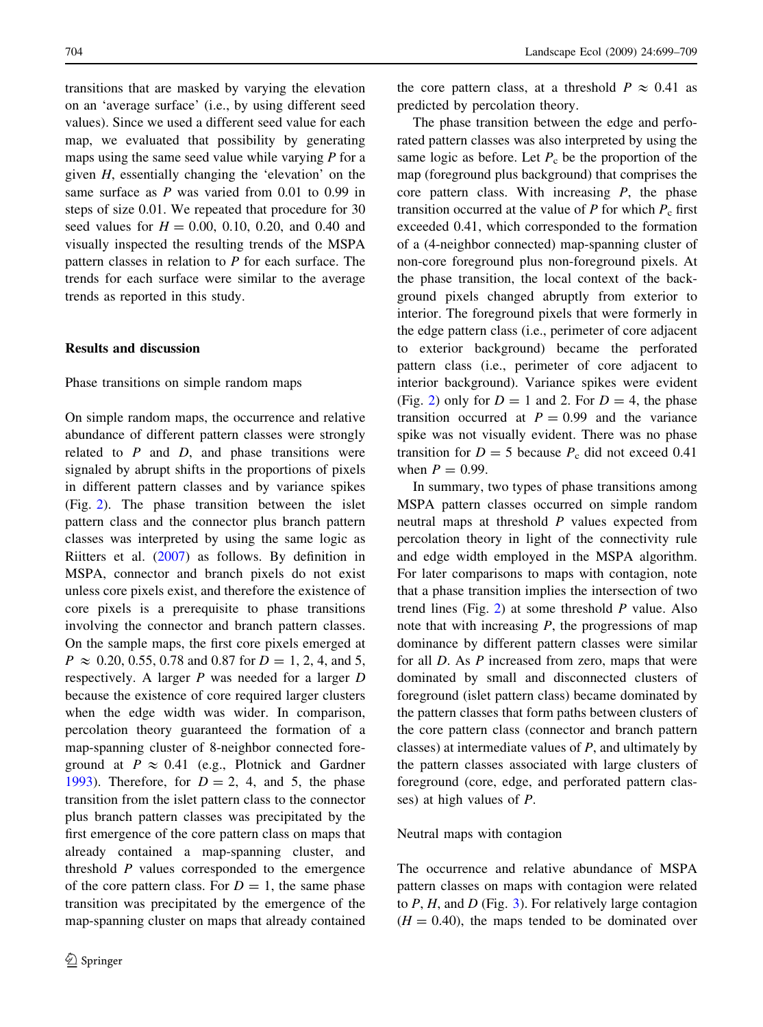transitions that are masked by varying the elevation on an 'average surface' (i.e., by using different seed values). Since we used a different seed value for each map, we evaluated that possibility by generating maps using the same seed value while varying $P$ for a given $H$, essentially changing the 'elevation' on the same surface as $P$ was varied from 0.01 to 0.99 in steps of size 0.01. We repeated that procedure for 30 seed values for $H = 0.00$, 0.10, 0.20, and 0.40 and visually inspected the resulting trends of the MSPA pattern classes in relation to $P$ for each surface. The trends for each surface were similar to the average trends as reported in this study.

## Results and discussion

### Phase transitions on simple random maps

On simple random maps, the occurrence and relative abundance of different pattern classes were strongly related to $P$ and $D$, and phase transitions were signaled by abrupt shifts in the proportions of pixels in different pattern classes and by variance spikes (Fig. 2). The phase transition between the islet pattern class and the connector plus branch pattern classes was interpreted by using the same logic as Riitters et al. (2007) as follows. By definition in MSPA, connector and branch pixels do not exist unless core pixels exist, and therefore the existence of core pixels is a prerequisite to phase transitions involving the connector and branch pattern classes. On the sample maps, the first core pixels emerged at $P \approx 0.20$, 0.55, 0.78 and 0.87 for $D = 1$, 2, 4, and 5, respectively. A larger $P$ was needed for a larger $D$ because the existence of core required larger clusters when the edge width was wider. In comparison, percolation theory guaranteed the formation of a map-spanning cluster of 8-neighbor connected foreground at $P \approx 0.41$ (e.g., Plotnick and Gardner 1993). Therefore, for $D = 2$, 4, and 5, the phase transition from the islet pattern class to the connector plus branch pattern classes was precipitated by the first emergence of the core pattern class on maps that already contained a map-spanning cluster, and threshold $P$ values corresponded to the emergence of the core pattern class. For $D = 1$, the same phase transition was precipitated by the emergence of the map-spanning cluster on maps that already contained the core pattern class, at a threshold $P \approx 0.41$ as predicted by percolation theory.

The phase transition between the edge and perforated pattern classes was also interpreted by using the same logic as before. Let $P_c$ be the proportion of the map (foreground plus background) that comprises the core pattern class. With increasing $P$, the phase transition occurred at the value of $P$ for which $P_c$ first exceeded 0.41, which corresponded to the formation of a (4-neighbor connected) map-spanning cluster of non-core foreground plus non-foreground pixels. At the phase transition, the local context of the background pixels changed abruptly from exterior to interior. The foreground pixels that were formerly in the edge pattern class (i.e., perimeter of core adjacent to exterior background) became the perforated pattern class (i.e., perimeter of core adjacent to interior background). Variance spikes were evident (Fig. 2) only for $D = 1$ and 2. For $D = 4$, the phase transition occurred at $P = 0.99$ and the variance spike was not visually evident. There was no phase transition for $D = 5$ because $P_c$ did not exceed 0.41 when $P = 0.99$.

In summary, two types of phase transitions among MSPA pattern classes occurred on simple random neutral maps at threshold $P$ values expected from percolation theory in light of the connectivity rule and edge width employed in the MSPA algorithm. For later comparisons to maps with contagion, note that a phase transition implies the intersection of two trend lines (Fig. 2) at some threshold $P$ value. Also note that with increasing $P$, the progressions of map dominance by different pattern classes were similar for all $D$. As $P$ increased from zero, maps that were dominated by small and disconnected clusters of foreground (islet pattern class) became dominated by the pattern classes that form paths between clusters of the core pattern class (connector and branch pattern classes) at intermediate values of $P$, and ultimately by the pattern classes associated with large clusters of foreground (core, edge, and perforated pattern classes) at high values of $P$.

### Neutral maps with contagion

The occurrence and relative abundance of MSPA pattern classes on maps with contagion were related to $P$, $H$, and $D$ (Fig. 3). For relatively large contagion ($H = 0.40$), the maps tended to be dominated over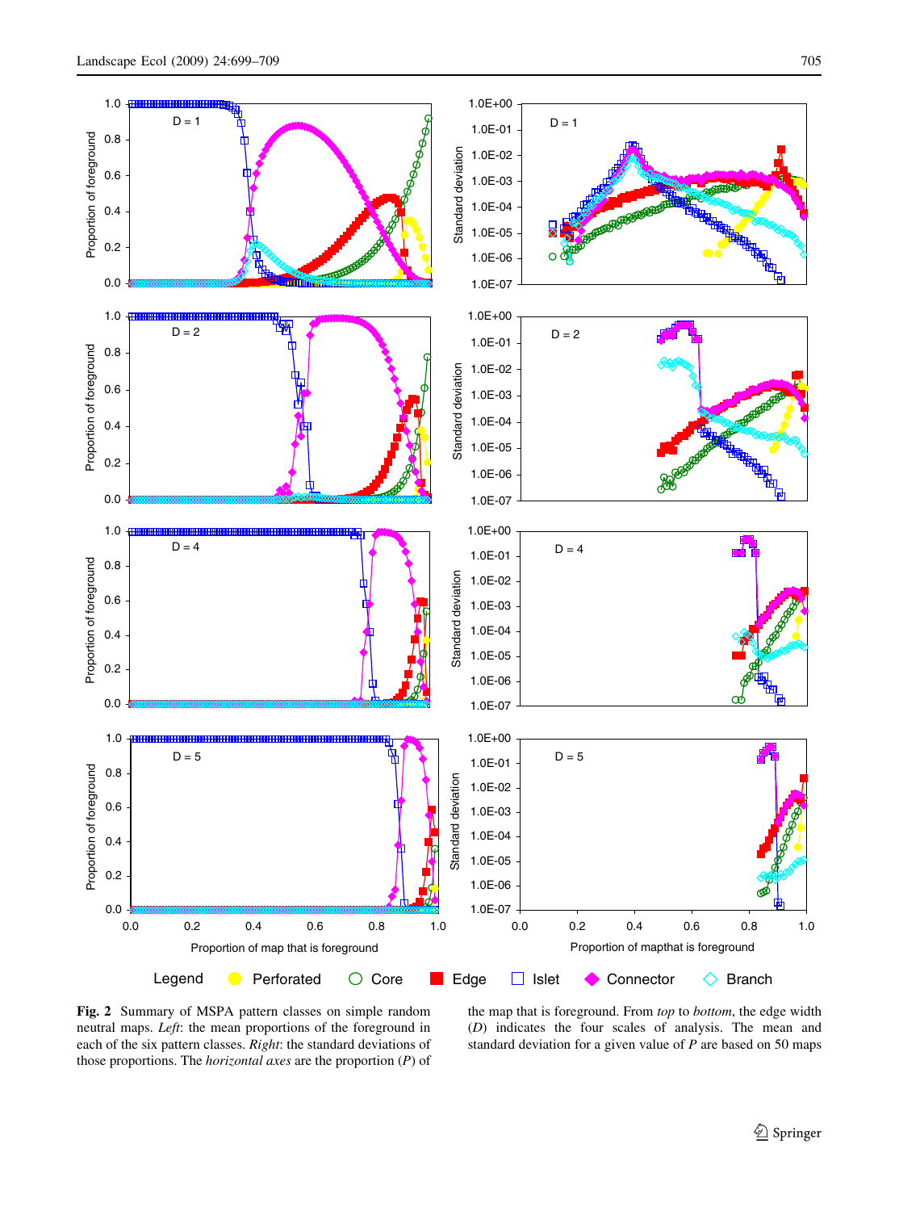Fig. 2 Summary of MSPA pattern classes on simple random neutral maps. *Left*: the mean proportions of the foreground in each of the six pattern classes. *Right*: the standard deviations of those proportions. The *horizontal axes* are the proportion (*P*) of the map that is foreground. From *top* to *bottom*, the edge width (*D*) indicates the four scales of analysis. The mean and standard deviation for a given value of *P* are based on 50 maps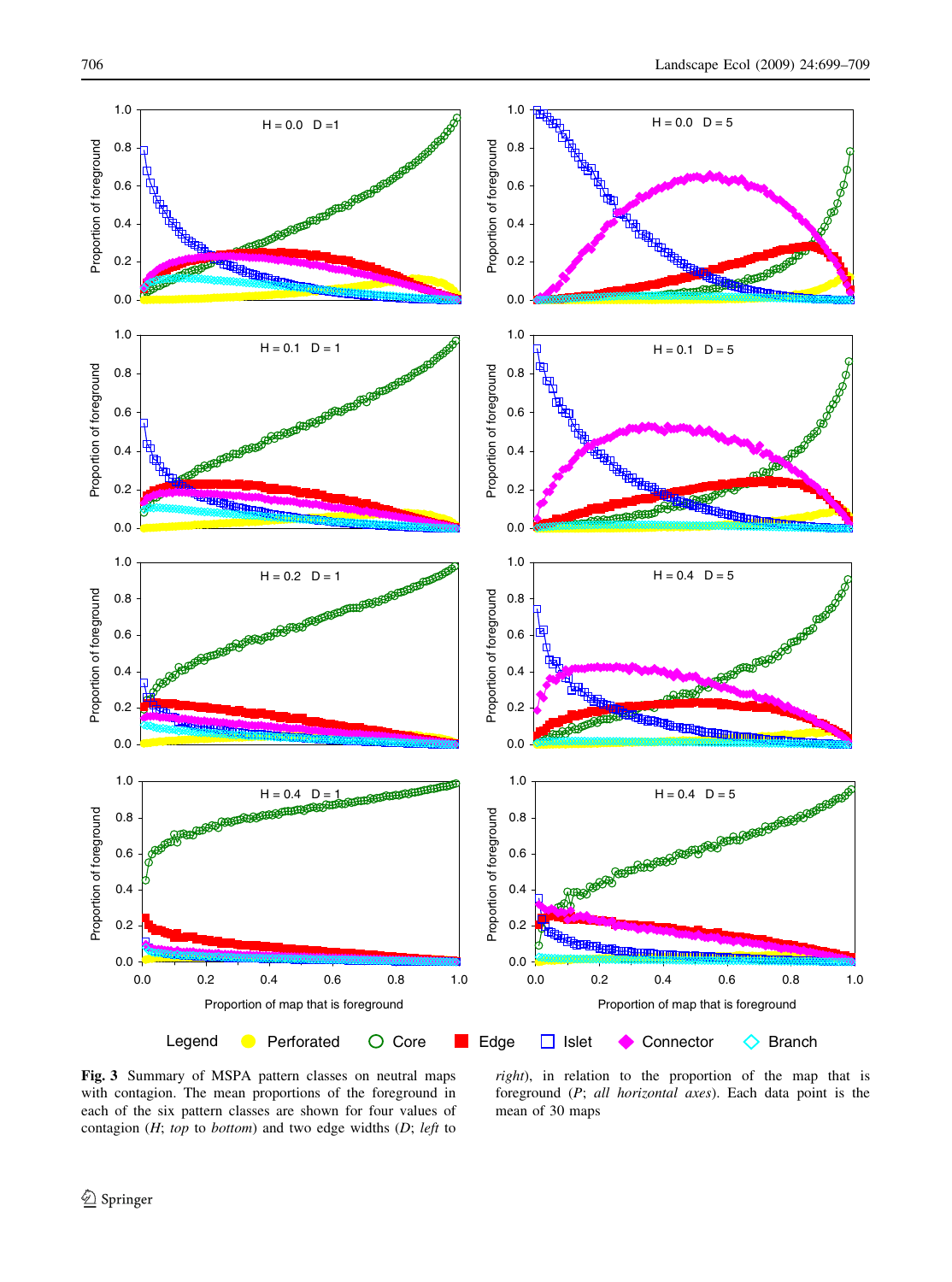**Fig. 3** Summary of MSPA pattern classes on neutral maps with contagion. The mean proportions of the foreground in each of the six pattern classes are shown for four values of contagion (*H*; *top* to *bottom*) and two edge widths (*D*; *left* to *right*), in relation to the proportion of the map that is foreground (*P*; *all horizontal axes*). Each data point is the mean of 30 maps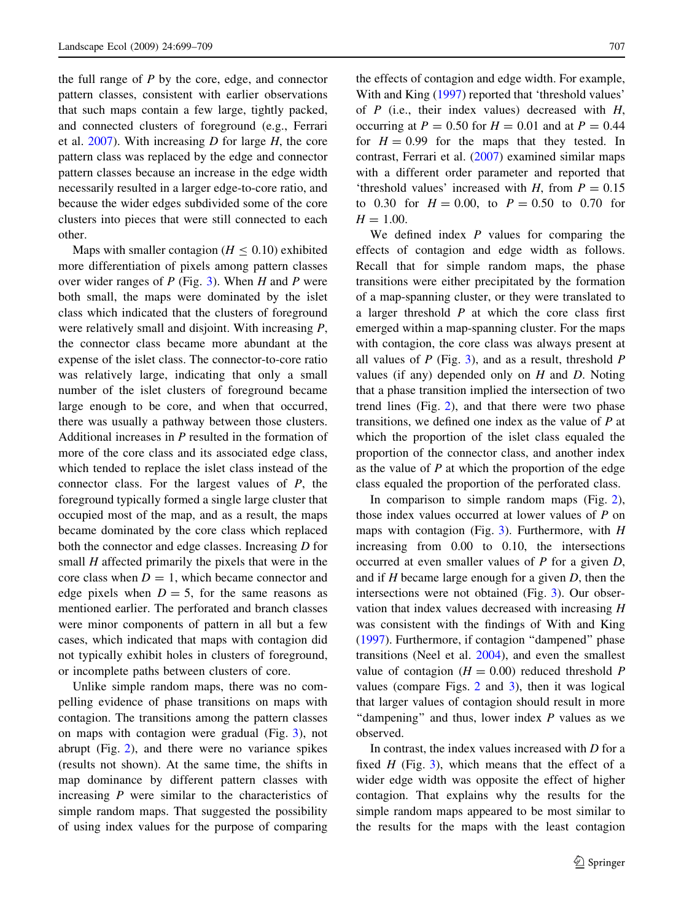the full range of $P$ by the core, edge, and connector pattern classes, consistent with earlier observations that such maps contain a few large, tightly packed, and connected clusters of foreground (e.g., Ferrari et al. 2007). With increasing $D$ for large $H$, the core pattern class was replaced by the edge and connector pattern classes because an increase in the edge width necessarily resulted in a larger edge-to-core ratio, and because the wider edges subdivided some of the core clusters into pieces that were still connected to each other.

Maps with smaller contagion ($H \leq 0.10$) exhibited more differentiation of pixels among pattern classes over wider ranges of $P$ (Fig. 3). When $H$ and $P$ were both small, the maps were dominated by the islet class which indicated that the clusters of foreground were relatively small and disjoint. With increasing $P$, the connector class became more abundant at the expense of the islet class. The connector-to-core ratio was relatively large, indicating that only a small number of the islet clusters of foreground became large enough to be core, and when that occurred, there was usually a pathway between those clusters. Additional increases in $P$ resulted in the formation of more of the core class and its associated edge class, which tended to replace the islet class instead of the connector class. For the largest values of $P$, the foreground typically formed a single large cluster that occupied most of the map, and as a result, the maps became dominated by the core class which replaced both the connector and edge classes. Increasing $D$ for small $H$ affected primarily the pixels that were in the core class when $D = 1$, which became connector and edge pixels when $D = 5$, for the same reasons as mentioned earlier. The perforated and branch classes were minor components of pattern in all but a few cases, which indicated that maps with contagion did not typically exhibit holes in clusters of foreground, or incomplete paths between clusters of core.

Unlike simple random maps, there was no compelling evidence of phase transitions on maps with contagion. The transitions among the pattern classes on maps with contagion were gradual (Fig. 3), not abrupt (Fig. 2), and there were no variance spikes (results not shown). At the same time, the shifts in map dominance by different pattern classes with increasing $P$ were similar to the characteristics of simple random maps. That suggested the possibility of using index values for the purpose of comparing the effects of contagion and edge width. For example, With and King (1997) reported that 'threshold values' of $P$ (i.e., their index values) decreased with $H$, occurring at $P = 0.50$ for $H = 0.01$ and at $P = 0.44$ for $H = 0.99$ for the maps that they tested. In contrast, Ferrari et al. (2007) examined similar maps with a different order parameter and reported that 'threshold values' increased with $H$, from $P = 0.15$ to 0.30 for $H = 0.00$, to $P = 0.50$ to 0.70 for $H = 1.00$.

We defined index $P$ values for comparing the effects of contagion and edge width as follows. Recall that for simple random maps, the phase transitions were either precipitated by the formation of a map-spanning cluster, or they were translated to a larger threshold $P$ at which the core class first emerged within a map-spanning cluster. For the maps with contagion, the core class was always present at all values of $P$ (Fig. 3), and as a result, threshold $P$ values (if any) depended only on $H$ and $D$. Noting that a phase transition implied the intersection of two trend lines (Fig. 2), and that there were two phase transitions, we defined one index as the value of $P$ at which the proportion of the islet class equaled the proportion of the connector class, and another index as the value of $P$ at which the proportion of the edge class equaled the proportion of the perforated class.

In comparison to simple random maps (Fig. 2), those index values occurred at lower values of $P$ on maps with contagion (Fig. 3). Furthermore, with $H$ increasing from 0.00 to 0.10, the intersections occurred at even smaller values of $P$ for a given $D$, and if $H$ became large enough for a given $D$, then the intersections were not obtained (Fig. 3). Our observation that index values decreased with increasing $H$ was consistent with the findings of With and King (1997). Furthermore, if contagion "dampened" phase transitions (Neel et al. 2004), and even the smallest value of contagion ($H = 0.00$) reduced threshold $P$ values (compare Figs. 2 and 3), then it was logical that larger values of contagion should result in more "dampening" and thus, lower index $P$ values as we observed.

In contrast, the index values increased with $D$ for a fixed $H$ (Fig. 3), which means that the effect of a wider edge width was opposite the effect of higher contagion. That explains why the results for the simple random maps appeared to be most similar to the results for the maps with the least contagion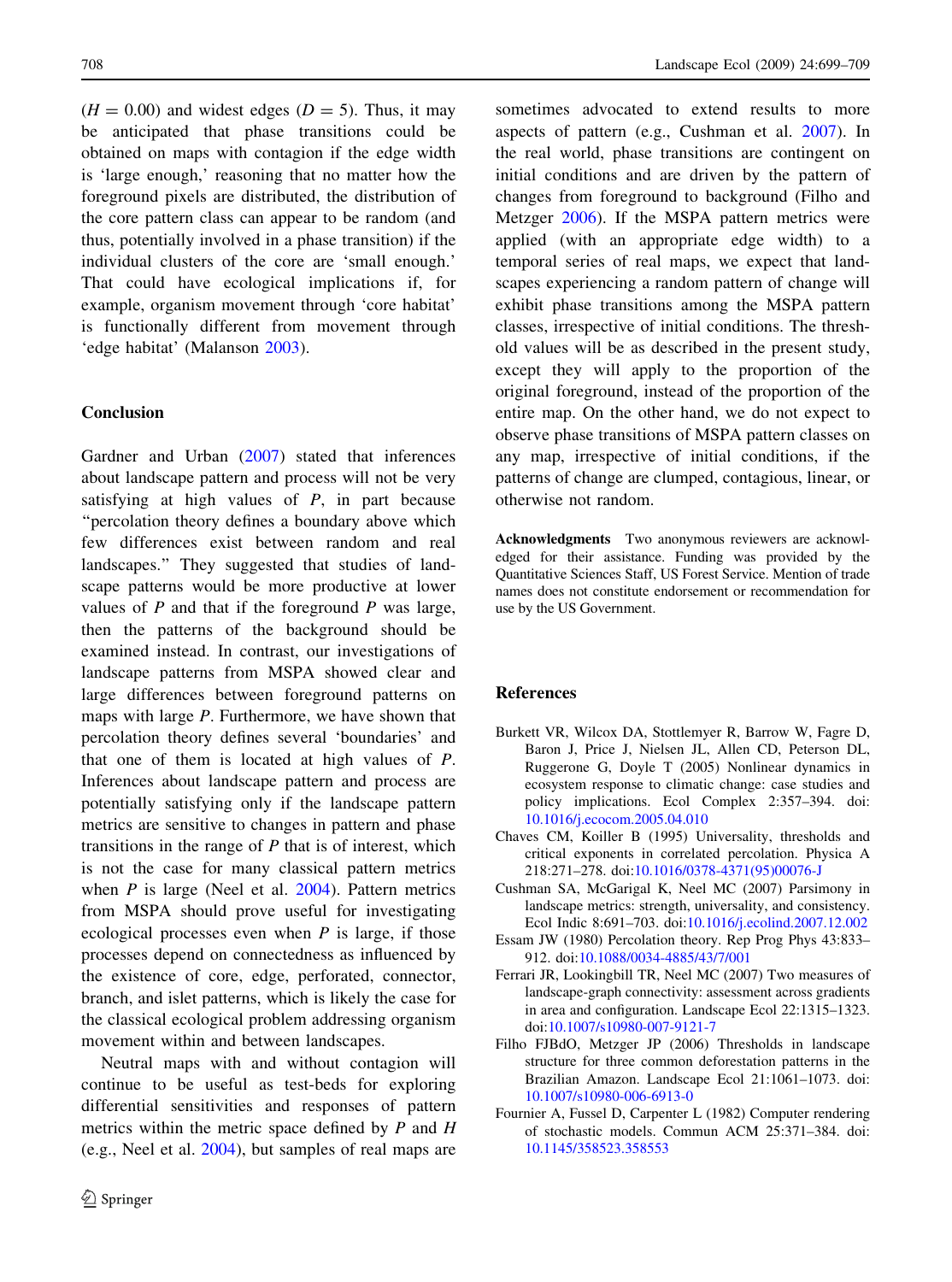($H = 0.00$) and widest edges ($D = 5$). Thus, it may be anticipated that phase transitions could be obtained on maps with contagion if the edge width is 'large enough,' reasoning that no matter how the foreground pixels are distributed, the distribution of the core pattern class can appear to be random (and thus, potentially involved in a phase transition) if the individual clusters of the core are 'small enough.' That could have ecological implications if, for example, organism movement through 'core habitat' is functionally different from movement through 'edge habitat' (Malanson 2003).

## Conclusion

Gardner and Urban (2007) stated that inferences about landscape pattern and process will not be very satisfying at high values of $P$, in part because "percolation theory defines a boundary above which few differences exist between random and real landscapes." They suggested that studies of landscape patterns would be more productive at lower values of $P$ and that if the foreground $P$ was large, then the patterns of the background should be examined instead. In contrast, our investigations of landscape patterns from MSPA showed clear and large differences between foreground patterns on maps with large $P$. Furthermore, we have shown that percolation theory defines several 'boundaries' and that one of them is located at high values of $P$. Inferences about landscape pattern and process are potentially satisfying only if the landscape pattern metrics are sensitive to changes in pattern and phase transitions in the range of $P$ that is of interest, which is not the case for many classical pattern metrics when $P$ is large (Neel et al. 2004). Pattern metrics from MSPA should prove useful for investigating ecological processes even when $P$ is large, if those processes depend on connectedness as influenced by the existence of core, edge, perforated, connector, branch, and islet patterns, which is likely the case for the classical ecological problem addressing organism movement within and between landscapes.

Neutral maps with and without contagion will continue to be useful as test-beds for exploring differential sensitivities and responses of pattern metrics within the metric space defined by $P$ and $H$ (e.g., Neel et al. 2004), but samples of real maps are sometimes advocated to extend results to more aspects of pattern (e.g., Cushman et al. 2007). In the real world, phase transitions are contingent on initial conditions and are driven by the pattern of changes from foreground to background (Filho and Metzger 2006). If the MSPA pattern metrics were applied (with an appropriate edge width) to a temporal series of real maps, we expect that landscapes experiencing a random pattern of change will exhibit phase transitions among the MSPA pattern classes, irrespective of initial conditions. The threshold values will be as described in the present study, except they will apply to the proportion of the original foreground, instead of the proportion of the entire map. On the other hand, we do not expect to observe phase transitions of MSPA pattern classes on any map, irrespective of initial conditions, if the patterns of change are clumped, contagious, linear, or otherwise not random.

**Acknowledgments** Two anonymous reviewers are acknowledged for their assistance. Funding was provided by the Quantitative Sciences Staff, US Forest Service. Mention of trade names does not constitute endorsement or recommendation for use by the US Government.

## References

Burkett VR, Wilcox DA, Stottlemyer R, Barrow W, Fagre D, Baron J, Price J, Nielsen JL, Allen CD, Peterson DL, Ruggerone G, Doyle T (2005) Nonlinear dynamics in ecosystem response to climatic change: case studies and policy implications. Ecol Complex 2:357–394. doi: 10.1016/j.ecocom.2005.04.010

Chaves CM, Koiller B (1995) Universality, thresholds and critical exponents in correlated percolation. Physica A 218:271–278. doi:10.1016/0378-4371(95)00076-J

Cushman SA, McGarigal K, Neel MC (2007) Parsimony in landscape metrics: strength, universality, and consistency. Ecol Indic 8:691–703. doi:10.1016/j.ecolind.2007.12.002

Essam JW (1980) Percolation theory. Rep Prog Phys 43:833–912. doi:10.1088/0034-4885/43/7/001

Ferrari JR, Lookingbill TR, Neel MC (2007) Two measures of landscape-graph connectivity: assessment across gradients in area and configuration. Landscape Ecol 22:1315–1323. doi:10.1007/s10980-007-9121-7

Filho FJBdO, Metzger JP (2006) Thresholds in landscape structure for three common deforestation patterns in the Brazilian Amazon. Landscape Ecol 21:1061–1073. doi: 10.1007/s10980-006-6913-0

Fournier A, Fussel D, Carpenter L (1982) Computer rendering of stochastic models. Commun ACM 25:371–384. doi: 10.1145/358523.358553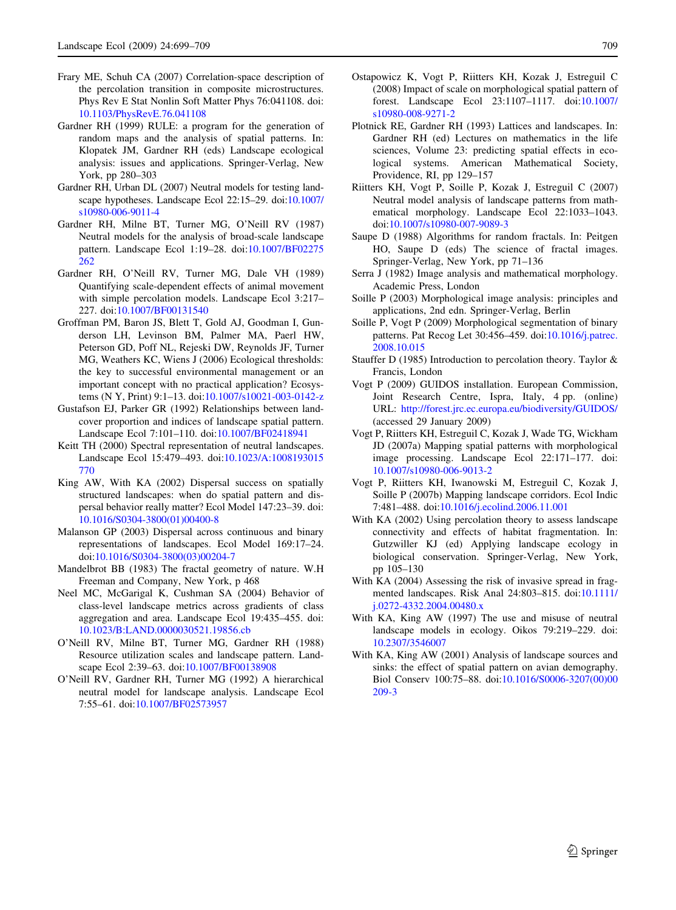Frary ME, Schuh CA (2007) Correlation-space description of the percolation transition in composite microstructures. Phys Rev E Stat Nonlin Soft Matter Phys 76:041108. doi:10.1103/PhysRevE.76.041108

Gardner RH (1999) RULE: a program for the generation of random maps and the analysis of spatial patterns. In: Klopatek JM, Gardner RH (eds) Landscape ecological analysis: issues and applications. Springer-Verlag, New York, pp 280–303

Gardner RH, Urban DL (2007) Neutral models for testing landscape hypotheses. Landscape Ecol 22:15–29. doi:10.1007/s10980-006-9011-4

Gardner RH, Milne BT, Turner MG, O'Neill RV (1987) Neutral models for the analysis of broad-scale landscape pattern. Landscape Ecol 1:19–28. doi:10.1007/BF02275262

Gardner RH, O'Neill RV, Turner MG, Dale VH (1989) Quantifying scale-dependent effects of animal movement with simple percolation models. Landscape Ecol 3:217–227. doi:10.1007/BF00131540

Groffman PM, Baron JS, Blett T, Gold AJ, Goodman I, Gunderson LH, Levinson BM, Palmer MA, Paerl HW, Peterson GD, Poff NL, Rejeski DW, Reynolds JF, Turner MG, Weathers KC, Wiens J (2006) Ecological thresholds: the key to successful environmental management or an important concept with no practical application? Ecosystems (N Y, Print) 9:1–13. doi:10.1007/s10021-003-0142-z

Gustafson EJ, Parker GR (1992) Relationships between landcover proportion and indices of landscape spatial pattern. Landscape Ecol 7:101–110. doi:10.1007/BF02418941

Keitt TH (2000) Spectral representation of neutral landscapes. Landscape Ecol 15:479–493. doi:10.1023/A:1008193015770

King AW, With KA (2002) Dispersal success on spatially structured landscapes: when do spatial pattern and dispersal behavior really matter? Ecol Model 147:23–39. doi:10.1016/S0304-3800(01)00400-8

Malanson GP (2003) Dispersal across continuous and binary representations of landscapes. Ecol Model 169:17–24. doi:10.1016/S0304-3800(03)00204-7

Mandelbrot BB (1983) The fractal geometry of nature. W.H Freeman and Company, New York, p 468

Neel MC, McGarigal K, Cushman SA (2004) Behavior of class-level landscape metrics across gradients of class aggregation and area. Landscape Ecol 19:435–455. doi:10.1023/B:LAND.0000030521.19856.cb

O'Neill RV, Milne BT, Turner MG, Gardner RH (1988) Resource utilization scales and landscape pattern. Landscape Ecol 2:39–63. doi:10.1007/BF00138908

O'Neill RV, Gardner RH, Turner MG (1992) A hierarchical neutral model for landscape analysis. Landscape Ecol 7:55–61. doi:10.1007/BF02573957

Ostapowicz K, Vogt P, Riitters KH, Kozak J, Estreguil C (2008) Impact of scale on morphological spatial pattern of forest. Landscape Ecol 23:1107–1117. doi:10.1007/s10980-008-9271-2

Plotnick RE, Gardner RH (1993) Lattices and landscapes. In: Gardner RH (ed) Lectures on mathematics in the life sciences, Volume 23: predicting spatial effects in ecological systems. American Mathematical Society, Providence, RI, pp 129–157

Riitters KH, Vogt P, Soille P, Kozak J, Estreguil C (2007) Neutral model analysis of landscape patterns from mathematical morphology. Landscape Ecol 22:1033–1043. doi:10.1007/s10980-007-9089-3

Saupe D (1988) Algorithms for random fractals. In: Peitgen HO, Saupe D (eds) The science of fractal images. Springer-Verlag, New York, pp 71–136

Serra J (1982) Image analysis and mathematical morphology. Academic Press, London

Soille P (2003) Morphological image analysis: principles and applications, 2nd edn. Springer-Verlag, Berlin

Soille P, Vogt P (2009) Morphological segmentation of binary patterns. Pat Recog Let 30:456–459. doi:10.1016/j.patrec.2008.10.015

Stauffer D (1985) Introduction to percolation theory. Taylor & Francis, London

Vogt P (2009) GUIDOS installation. European Commission, Joint Research Centre, Ispra, Italy, 4 pp. (online) URL: http://forest.jrc.ec.europa.eu/biodiversity/GUIDOS/ (accessed 29 January 2009)

Vogt P, Riitters KH, Estreguil C, Kozak J, Wade TG, Wickham JD (2007a) Mapping spatial patterns with morphological image processing. Landscape Ecol 22:171–177. doi:10.1007/s10980-006-9013-2

Vogt P, Riitters KH, Iwanowski M, Estreguil C, Kozak J, Soille P (2007b) Mapping landscape corridors. Ecol Indic 7:481–488. doi:10.1016/j.ecolind.2006.11.001

With KA (2002) Using percolation theory to assess landscape connectivity and effects of habitat fragmentation. In: Gutzwiller KJ (ed) Applying landscape ecology in biological conservation. Springer-Verlag, New York, pp 105–130

With KA (2004) Assessing the risk of invasive spread in fragmented landscapes. Risk Anal 24:803–815. doi:10.1111/j.0272-4332.2004.00480.x

With KA, King AW (1997) The use and misuse of neutral landscape models in ecology. Oikos 79:219–229. doi:10.2307/3546007

With KA, King AW (2001) Analysis of landscape sources and sinks: the effect of spatial pattern on avian demography. Biol Conserv 100:75–88. doi:10.1016/S0006-3207(00)00209-3